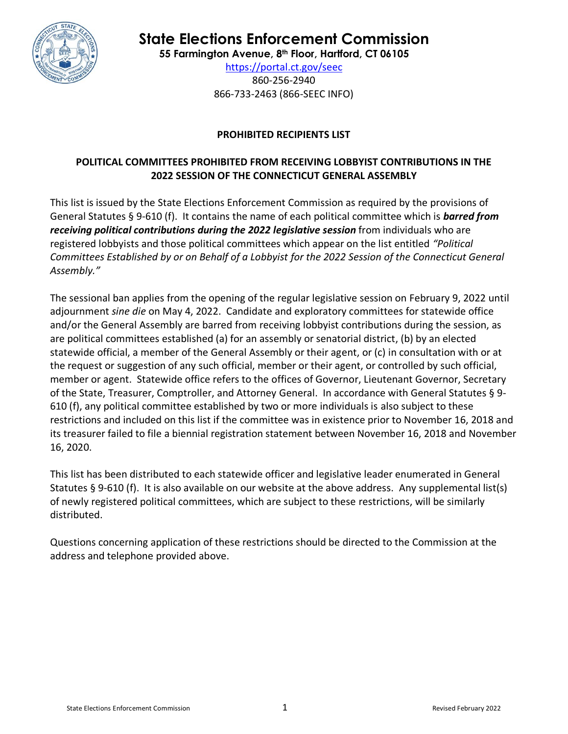# State Elections Enforcement Commission

**55 Farmington Avenue, 8th Floor, Hartford, CT 06105**

https://portal.ct.gov/seec

860-256-2940

866-733-2463 (866-SEEC INFO)

## PROHIBITED RECIPIENTS LIST

## POLITICAL COMMITTEES PROHIBITED FROM RECEIVING LOBBYIST CONTRIBUTIONS IN THE 2022 SESSION OF THE CONNECTICUT GENERAL ASSEMBLY

This list is issued by the State Elections Enforcement Commission as required by the provisions of General Statutes § 9-610 (f). It contains the name of each political committee which is ***barred from receiving political contributions during the 2022 legislative session*** from individuals who are registered lobbyists and those political committees which appear on the list entitled *"Political Committees Established by or on Behalf of a Lobbyist for the 2022 Session of the Connecticut General Assembly."*

The sessional ban applies from the opening of the regular legislative session on February 9, 2022 until adjournment *sine die* on May 4, 2022. Candidate and exploratory committees for statewide office and/or the General Assembly are barred from receiving lobbyist contributions during the session, as are political committees established (a) for an assembly or senatorial district, (b) by an elected statewide official, a member of the General Assembly or their agent, or (c) in consultation with or at the request or suggestion of any such official, member or their agent, or controlled by such official, member or agent. Statewide office refers to the offices of Governor, Lieutenant Governor, Secretary of the State, Treasurer, Comptroller, and Attorney General. In accordance with General Statutes § 9-610 (f), any political committee established by two or more individuals is also subject to these restrictions and included on this list if the committee was in existence prior to November 16, 2018 and its treasurer failed to file a biennial registration statement between November 16, 2018 and November 16, 2020.

This list has been distributed to each statewide officer and legislative leader enumerated in General Statutes § 9-610 (f). It is also available on our website at the above address. Any supplemental list(s) of newly registered political committees, which are subject to these restrictions, will be similarly distributed.

Questions concerning application of these restrictions should be directed to the Commission at the address and telephone provided above.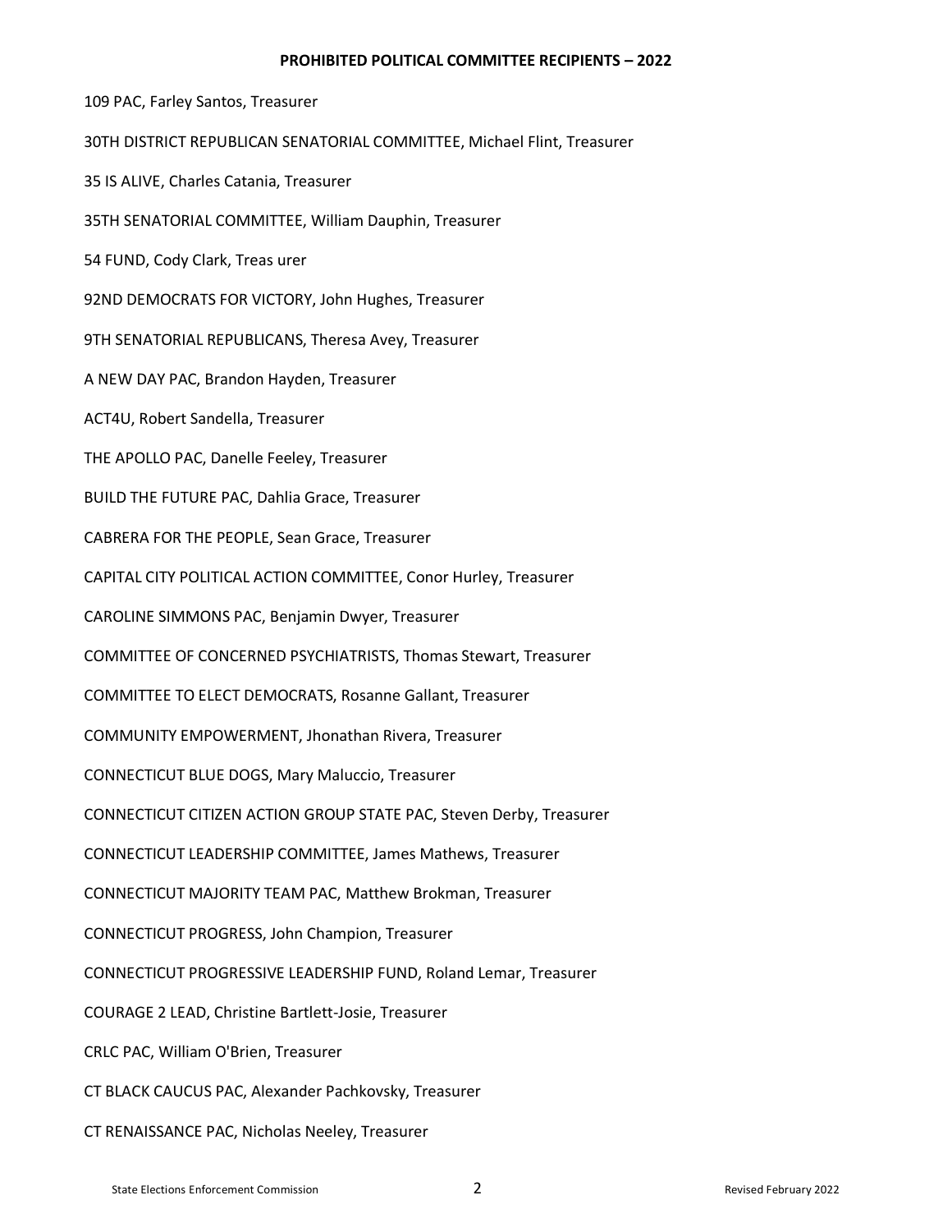## PROHIBITED POLITICAL COMMITTEE RECIPIENTS – 2022

109 PAC, Farley Santos, Treasurer

30TH DISTRICT REPUBLICAN SENATORIAL COMMITTEE, Michael Flint, Treasurer

35 IS ALIVE, Charles Catania, Treasurer

35TH SENATORIAL COMMITTEE, William Dauphin, Treasurer

54 FUND, Cody Clark, Treas urer

92ND DEMOCRATS FOR VICTORY, John Hughes, Treasurer

9TH SENATORIAL REPUBLICANS, Theresa Avey, Treasurer

A NEW DAY PAC, Brandon Hayden, Treasurer

ACT4U, Robert Sandella, Treasurer

THE APOLLO PAC, Danelle Feeley, Treasurer

BUILD THE FUTURE PAC, Dahlia Grace, Treasurer

CABRERA FOR THE PEOPLE, Sean Grace, Treasurer

CAPITAL CITY POLITICAL ACTION COMMITTEE, Conor Hurley, Treasurer

CAROLINE SIMMONS PAC, Benjamin Dwyer, Treasurer

COMMITTEE OF CONCERNED PSYCHIATRISTS, Thomas Stewart, Treasurer

COMMITTEE TO ELECT DEMOCRATS, Rosanne Gallant, Treasurer

COMMUNITY EMPOWERMENT, Jhonathan Rivera, Treasurer

CONNECTICUT BLUE DOGS, Mary Maluccio, Treasurer

CONNECTICUT CITIZEN ACTION GROUP STATE PAC, Steven Derby, Treasurer

CONNECTICUT LEADERSHIP COMMITTEE, James Mathews, Treasurer

CONNECTICUT MAJORITY TEAM PAC, Matthew Brokman, Treasurer

CONNECTICUT PROGRESS, John Champion, Treasurer

CONNECTICUT PROGRESSIVE LEADERSHIP FUND, Roland Lemar, Treasurer

COURAGE 2 LEAD, Christine Bartlett-Josie, Treasurer

CRLC PAC, William O'Brien, Treasurer

CT BLACK CAUCUS PAC, Alexander Pachkovsky, Treasurer

CT RENAISSANCE PAC, Nicholas Neeley, Treasurer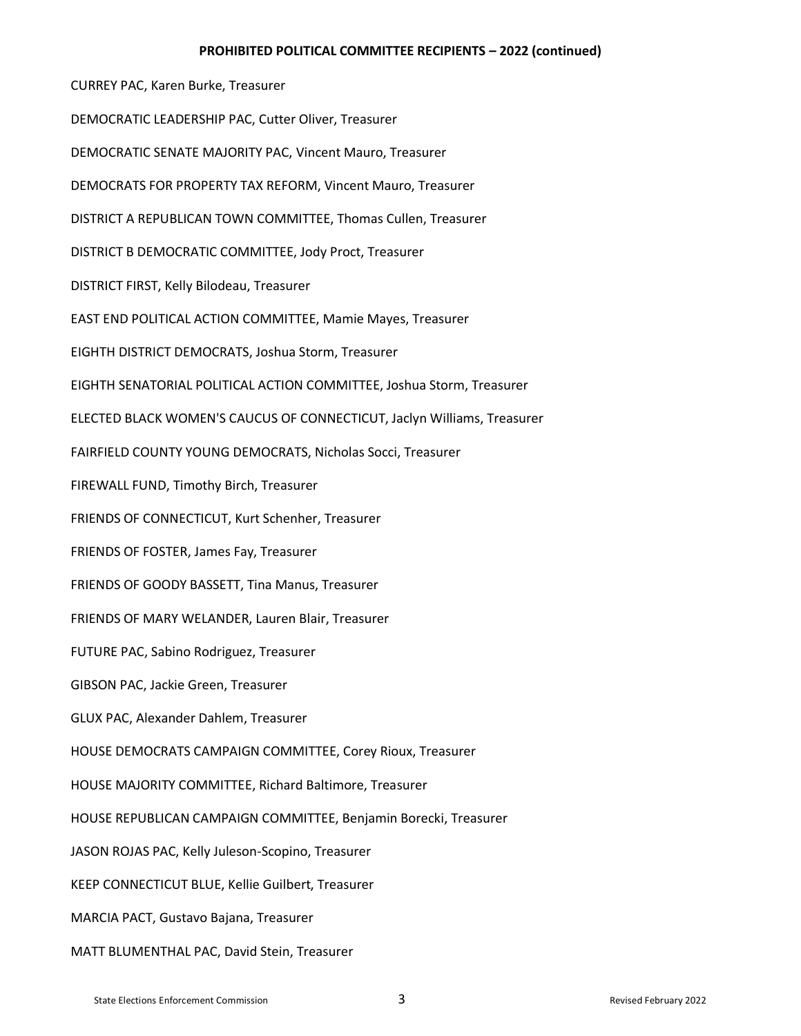## PROHIBITED POLITICAL COMMITTEE RECIPIENTS – 2022 (continued)

CURREY PAC, Karen Burke, Treasurer

DEMOCRATIC LEADERSHIP PAC, Cutter Oliver, Treasurer

DEMOCRATIC SENATE MAJORITY PAC, Vincent Mauro, Treasurer

DEMOCRATS FOR PROPERTY TAX REFORM, Vincent Mauro, Treasurer

DISTRICT A REPUBLICAN TOWN COMMITTEE, Thomas Cullen, Treasurer

DISTRICT B DEMOCRATIC COMMITTEE, Jody Proct, Treasurer

DISTRICT FIRST, Kelly Bilodeau, Treasurer

EAST END POLITICAL ACTION COMMITTEE, Mamie Mayes, Treasurer

EIGHTH DISTRICT DEMOCRATS, Joshua Storm, Treasurer

EIGHTH SENATORIAL POLITICAL ACTION COMMITTEE, Joshua Storm, Treasurer

ELECTED BLACK WOMEN'S CAUCUS OF CONNECTICUT, Jaclyn Williams, Treasurer

FAIRFIELD COUNTY YOUNG DEMOCRATS, Nicholas Socci, Treasurer

FIREWALL FUND, Timothy Birch, Treasurer

FRIENDS OF CONNECTICUT, Kurt Schenher, Treasurer

FRIENDS OF FOSTER, James Fay, Treasurer

FRIENDS OF GOODY BASSETT, Tina Manus, Treasurer

FRIENDS OF MARY WELANDER, Lauren Blair, Treasurer

FUTURE PAC, Sabino Rodriguez, Treasurer

GIBSON PAC, Jackie Green, Treasurer

GLUX PAC, Alexander Dahlem, Treasurer

HOUSE DEMOCRATS CAMPAIGN COMMITTEE, Corey Rioux, Treasurer

HOUSE MAJORITY COMMITTEE, Richard Baltimore, Treasurer

HOUSE REPUBLICAN CAMPAIGN COMMITTEE, Benjamin Borecki, Treasurer

JASON ROJAS PAC, Kelly Juleson-Scopino, Treasurer

KEEP CONNECTICUT BLUE, Kellie Guilbert, Treasurer

MARCIA PACT, Gustavo Bajana, Treasurer

MATT BLUMENTHAL PAC, David Stein, Treasurer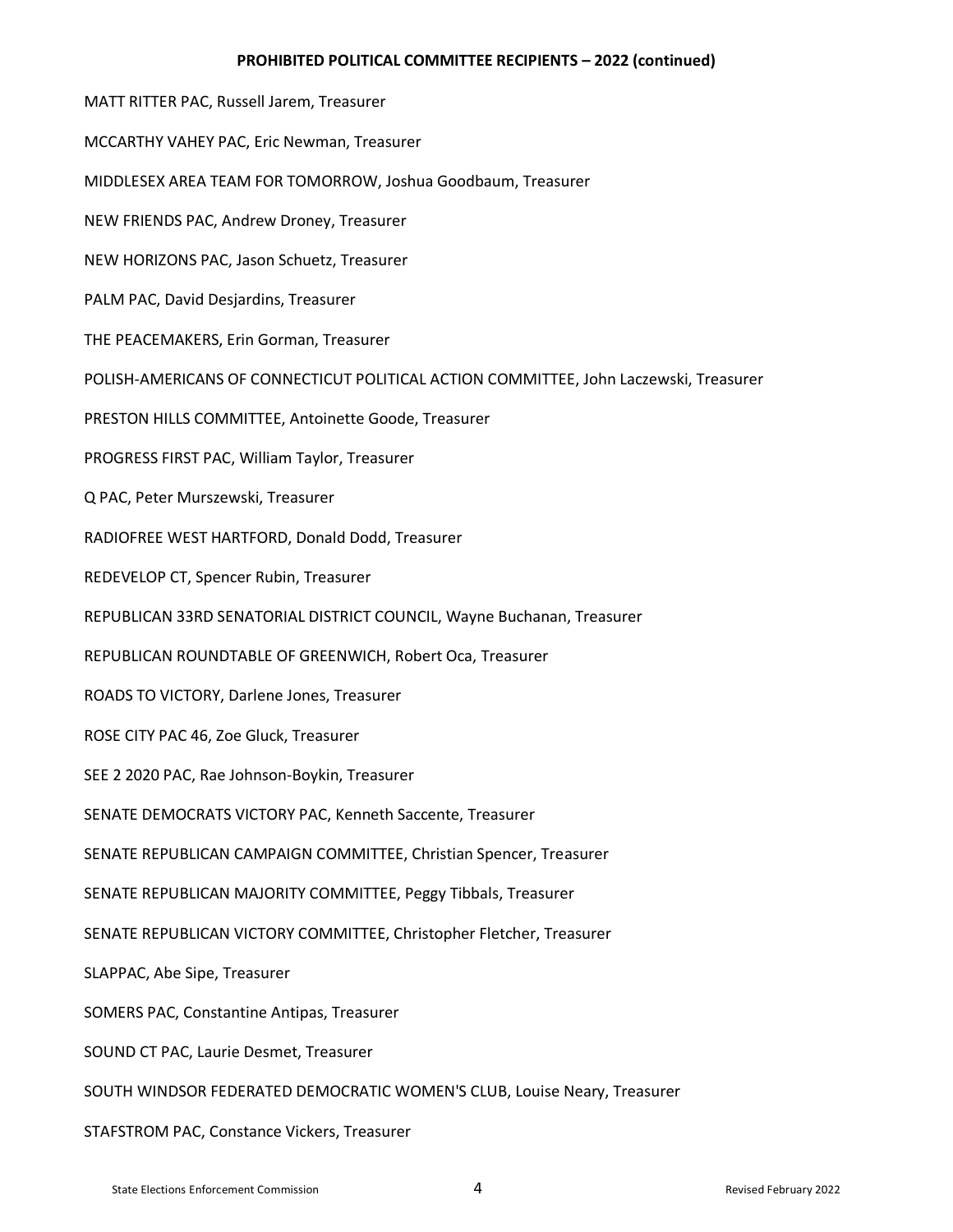**PROHIBITED POLITICAL COMMITTEE RECIPIENTS – 2022 (continued)**

MATT RITTER PAC, Russell Jarem, Treasurer

MCCARTHY VAHEY PAC, Eric Newman, Treasurer

MIDDLESEX AREA TEAM FOR TOMORROW, Joshua Goodbaum, Treasurer

NEW FRIENDS PAC, Andrew Droney, Treasurer

NEW HORIZONS PAC, Jason Schuetz, Treasurer

PALM PAC, David Desjardins, Treasurer

THE PEACEMAKERS, Erin Gorman, Treasurer

POLISH-AMERICANS OF CONNECTICUT POLITICAL ACTION COMMITTEE, John Laczewski, Treasurer

PRESTON HILLS COMMITTEE, Antoinette Goode, Treasurer

PROGRESS FIRST PAC, William Taylor, Treasurer

Q PAC, Peter Murszewski, Treasurer

RADIOFREE WEST HARTFORD, Donald Dodd, Treasurer

REDEVELOP CT, Spencer Rubin, Treasurer

REPUBLICAN 33RD SENATORIAL DISTRICT COUNCIL, Wayne Buchanan, Treasurer

REPUBLICAN ROUNDTABLE OF GREENWICH, Robert Oca, Treasurer

ROADS TO VICTORY, Darlene Jones, Treasurer

ROSE CITY PAC 46, Zoe Gluck, Treasurer

SEE 2 2020 PAC, Rae Johnson-Boykin, Treasurer

SENATE DEMOCRATS VICTORY PAC, Kenneth Saccente, Treasurer

SENATE REPUBLICAN CAMPAIGN COMMITTEE, Christian Spencer, Treasurer

SENATE REPUBLICAN MAJORITY COMMITTEE, Peggy Tibbals, Treasurer

SENATE REPUBLICAN VICTORY COMMITTEE, Christopher Fletcher, Treasurer

SLAPPAC, Abe Sipe, Treasurer

SOMERS PAC, Constantine Antipas, Treasurer

SOUND CT PAC, Laurie Desmet, Treasurer

SOUTH WINDSOR FEDERATED DEMOCRATIC WOMEN'S CLUB, Louise Neary, Treasurer

STAFSTROM PAC, Constance Vickers, Treasurer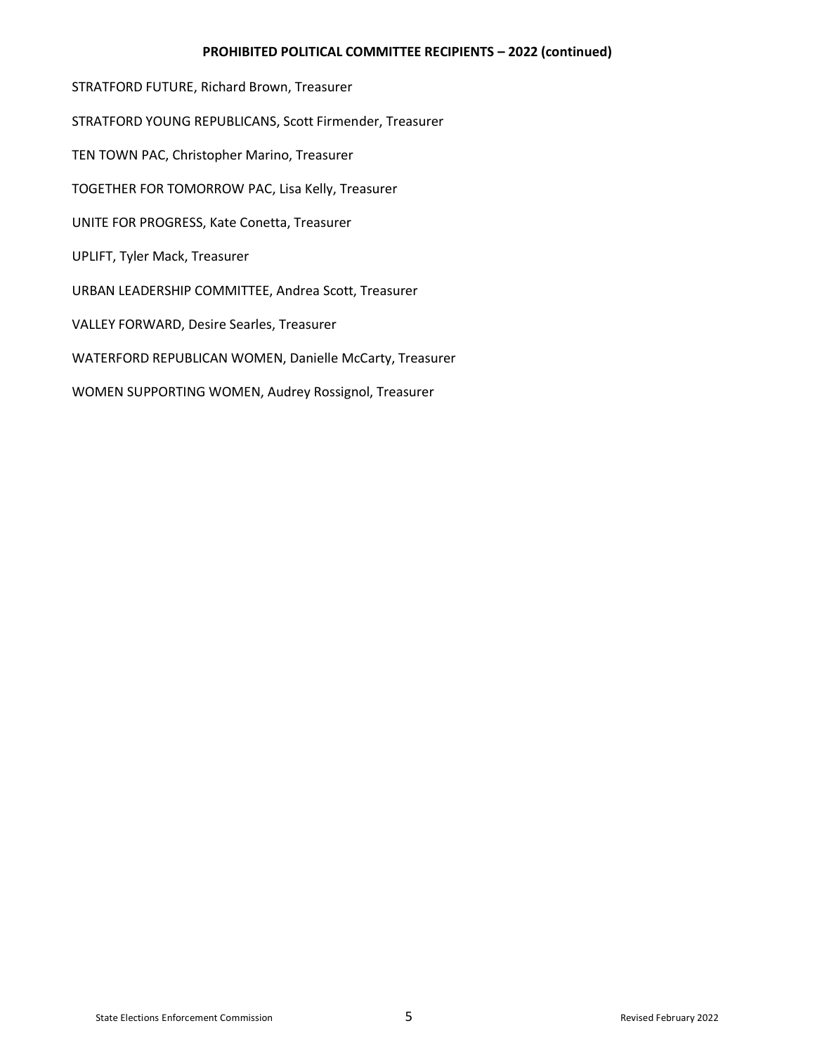**PROHIBITED POLITICAL COMMITTEE RECIPIENTS – 2022 (continued)**

STRATFORD FUTURE, Richard Brown, Treasurer

STRATFORD YOUNG REPUBLICANS, Scott Firmender, Treasurer

TEN TOWN PAC, Christopher Marino, Treasurer

TOGETHER FOR TOMORROW PAC, Lisa Kelly, Treasurer

UNITE FOR PROGRESS, Kate Conetta, Treasurer

UPLIFT, Tyler Mack, Treasurer

URBAN LEADERSHIP COMMITTEE, Andrea Scott, Treasurer

VALLEY FORWARD, Desire Searles, Treasurer

WATERFORD REPUBLICAN WOMEN, Danielle McCarty, Treasurer

WOMEN SUPPORTING WOMEN, Audrey Rossignol, Treasurer